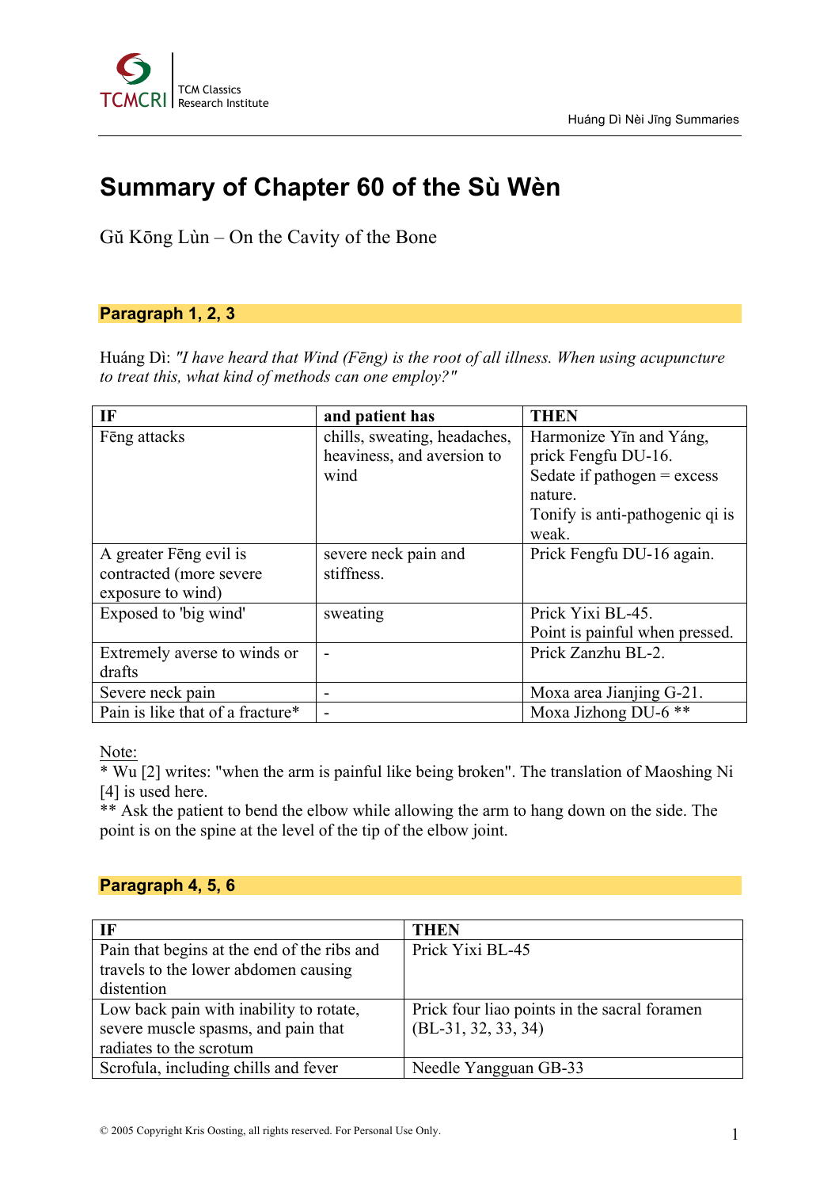# Summary of Chapter 60 of the Sù Wèn

Gǔ Kōng Lùn – On the Cavity of the Bone

## Paragraph 1, 2, 3

Huáng Dì: *"I have heard that Wind (Fēng) is the root of all illness. When using acupuncture to treat this, what kind of methods can one employ?"*

| IF | and patient has | THEN |
|---|---|---|
| Fēng attacks | chills, sweating, headaches, heaviness, and aversion to wind | Harmonize Yīn and Yáng, prick Fengfu DU-16. Sedate if pathogen = excess nature. Tonify is anti-pathogenic qi is weak. |
| A greater Fēng evil is contracted (more severe exposure to wind) | severe neck pain and stiffness. | Prick Fengfu DU-16 again. |
| Exposed to 'big wind' | sweating | Prick Yixi BL-45. Point is painful when pressed. |
| Extremely averse to winds or drafts | - | Prick Zanzhu BL-2. |
| Severe neck pain | - | Moxa area Jianjing G-21. |
| Pain is like that of a fracture* | - | Moxa Jizhong DU-6 ** |

Note:
* Wu [2] writes: "when the arm is painful like being broken". The translation of Maoshing Ni [4] is used here.
** Ask the patient to bend the elbow while allowing the arm to hang down on the side. The point is on the spine at the level of the tip of the elbow joint.

## Paragraph 4, 5, 6

| IF | THEN |
|---|---|
| Pain that begins at the end of the ribs and travels to the lower abdomen causing distention | Prick Yixi BL-45 |
| Low back pain with inability to rotate, severe muscle spasms, and pain that radiates to the scrotum | Prick four liao points in the sacral foramen (BL-31, 32, 33, 34) |
| Scrofula, including chills and fever | Needle Yangguan GB-33 |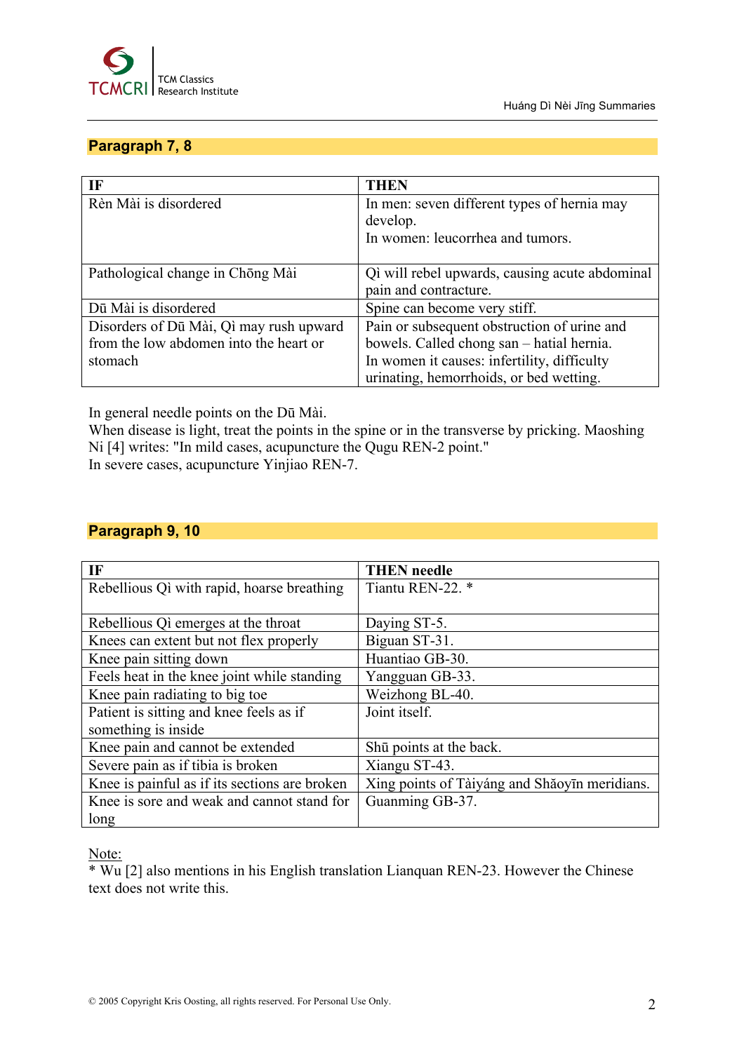## Paragraph 7, 8

| IF | THEN |
|---|---|
| Rèn Mài is disordered | In men: seven different types of hernia may develop.<br>In women: leucorrhea and tumors. |
| Pathological change in Chōng Mài | Qì will rebel upwards, causing acute abdominal pain and contracture. |
| Dū Mài is disordered | Spine can become very stiff. |
| Disorders of Dū Mài, Qì may rush upward from the low abdomen into the heart or stomach | Pain or subsequent obstruction of urine and bowels. Called chong san – hatial hernia.<br>In women it causes: infertility, difficulty urinating, hemorrhoids, or bed wetting. |

In general needle points on the Dū Mài.
When disease is light, treat the points in the spine or in the transverse by pricking. Maoshing Ni [4] writes: "In mild cases, acupuncture the Qugu REN-2 point."
In severe cases, acupuncture Yinjiao REN-7.

## Paragraph 9, 10

| IF | THEN needle |
|---|---|
| Rebellious Qì with rapid, hoarse breathing | Tiantu REN-22. * |
| Rebellious Qì emerges at the throat | Daying ST-5. |
| Knees can extent but not flex properly | Biguan ST-31. |
| Knee pain sitting down | Huantiao GB-30. |
| Feels heat in the knee joint while standing | Yangguan GB-33. |
| Knee pain radiating to big toe | Weizhong BL-40. |
| Patient is sitting and knee feels as if something is inside | Joint itself. |
| Knee pain and cannot be extended | Shū points at the back. |
| Severe pain as if tibia is broken | Xiangu ST-43. |
| Knee is painful as if its sections are broken | Xing points of Tàiyáng and Shǎoyīn meridians. |
| Knee is sore and weak and cannot stand for long | Guanming GB-37. |

Note:
* Wu [2] also mentions in his English translation Lianquan REN-23. However the Chinese text does not write this.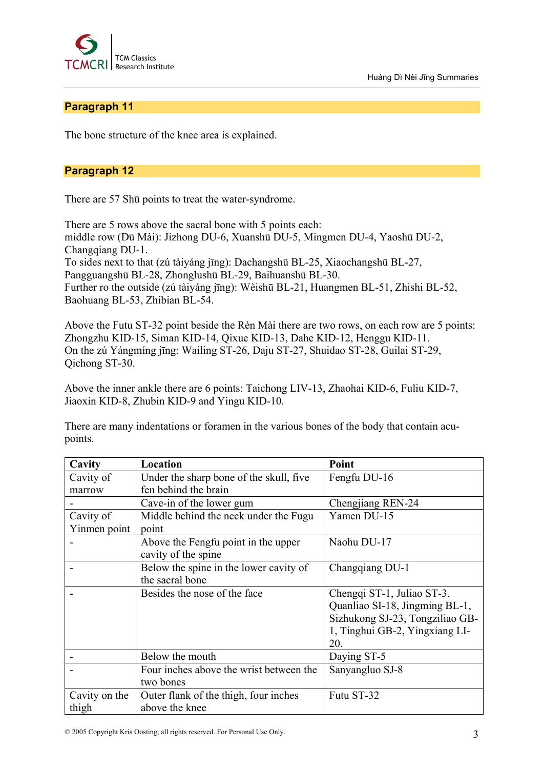## Paragraph 11

The bone structure of the knee area is explained.

## Paragraph 12

There are 57 Shū points to treat the water-syndrome.

There are 5 rows above the sacral bone with 5 points each:
middle row (Dū Mài): Jizhong DU-6, Xuanshū DU-5, Mingmen DU-4, Yaoshū DU-2, Changqiang DU-1.
To sides next to that (zú tàiyáng jīng): Dachangshū BL-25, Xiaochangshū BL-27, Pangguangshū BL-28, Zhonglushū BL-29, Baihuanshū BL-30.
Further ro the outside (zú tàiyáng jīng): Wèishū BL-21, Huangmen BL-51, Zhishi BL-52, Baohuang BL-53, Zhibian BL-54.

Above the Futu ST-32 point beside the Rèn Mài there are two rows, on each row are 5 points: Zhongzhu KID-15, Siman KID-14, Qixue KID-13, Dahe KID-12, Henggu KID-11.
On the zú Yángmíng jīng: Wailing ST-26, Daju ST-27, Shuidao ST-28, Guilai ST-29, Qichong ST-30.

Above the inner ankle there are 6 points: Taichong LIV-13, Zhaohai KID-6, Fuliu KID-7, Jiaoxin KID-8, Zhubin KID-9 and Yingu KID-10.

There are many indentations or foramen in the various bones of the body that contain acu-points.

| Cavity | Location | Point |
|---|---|---|
| Cavity of marrow | Under the sharp bone of the skull, five fen behind the brain | Fengfu DU-16 |
| - | Cave-in of the lower gum | Chengjiang REN-24 |
| Cavity of Yinmen point | Middle behind the neck under the Fugu point | Yamen DU-15 |
| - | Above the Fengfu point in the upper cavity of the spine | Naohu DU-17 |
| - | Below the spine in the lower cavity of the sacral bone | Changqiang DU-1 |
| - | Besides the nose of the face | Chengqi ST-1, Juliao ST-3, Quanliao SI-18, Jingming BL-1, Sizhukong SJ-23, Tongziliao GB-1, Tinghui GB-2, Yingxiang LI-20. |
| - | Below the mouth | Daying ST-5 |
| - | Four inches above the wrist between the two bones | Sanyangluo SJ-8 |
| Cavity on the thigh | Outer flank of the thigh, four inches above the knee | Futu ST-32 |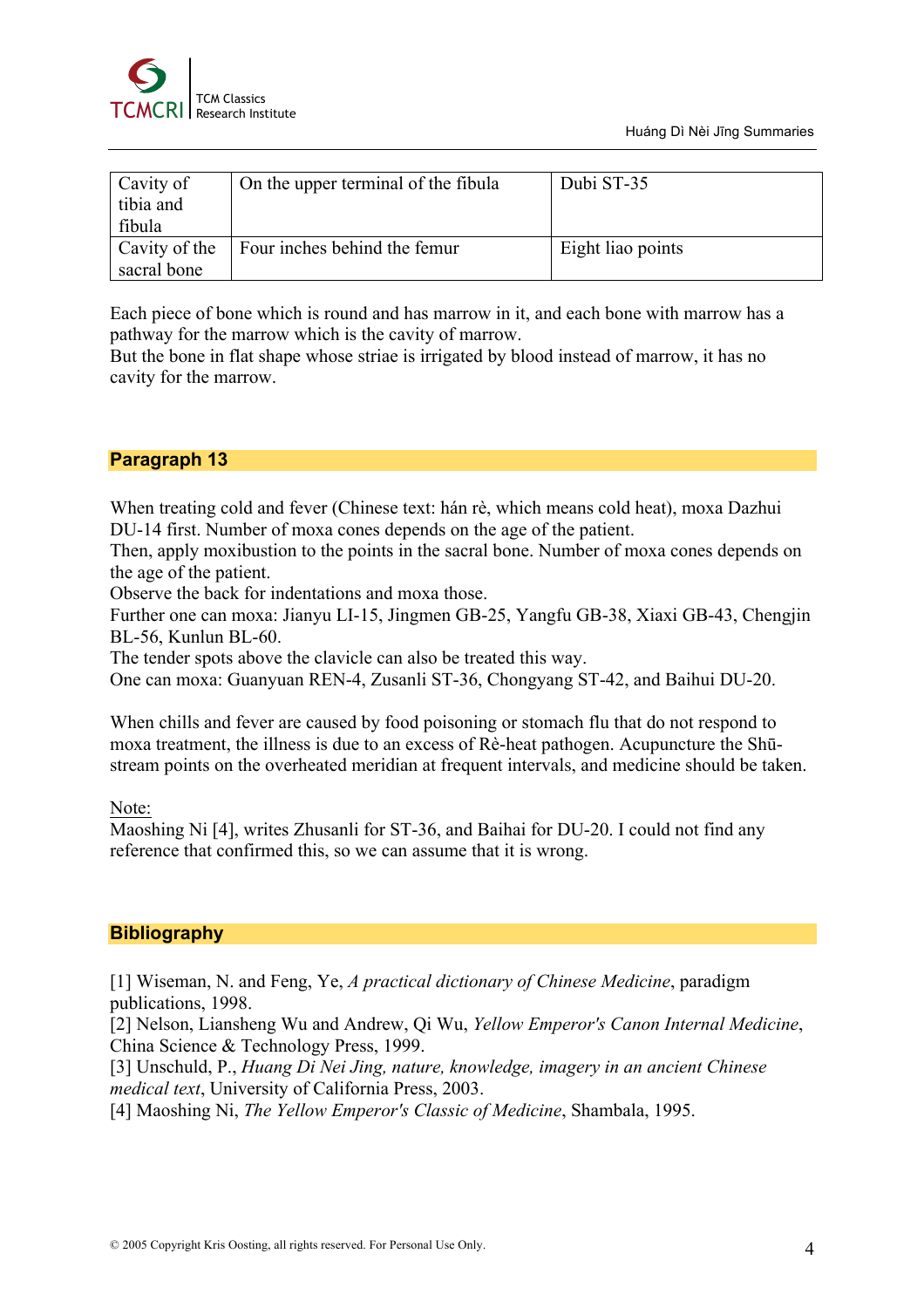| | | |
|---|---|---|
| Cavity of tibia and fibula | On the upper terminal of the fibula | Dubi ST-35 |
| Cavity of the sacral bone | Four inches behind the femur | Eight liao points |

Each piece of bone which is round and has marrow in it, and each bone with marrow has a pathway for the marrow which is the cavity of marrow.
But the bone in flat shape whose striae is irrigated by blood instead of marrow, it has no cavity for the marrow.

## Paragraph 13

When treating cold and fever (Chinese text: hán rè, which means cold heat), moxa Dazhui DU-14 first. Number of moxa cones depends on the age of the patient.
Then, apply moxibustion to the points in the sacral bone. Number of moxa cones depends on the age of the patient.
Observe the back for indentations and moxa those.
Further one can moxa: Jianyu LI-15, Jingmen GB-25, Yangfu GB-38, Xiaxi GB-43, Chengjin BL-56, Kunlun BL-60.
The tender spots above the clavicle can also be treated this way.
One can moxa: Guanyuan REN-4, Zusanli ST-36, Chongyang ST-42, and Baihui DU-20.

When chills and fever are caused by food poisoning or stomach flu that do not respond to moxa treatment, the illness is due to an excess of Rè-heat pathogen. Acupuncture the Shū-stream points on the overheated meridian at frequent intervals, and medicine should be taken.

Note:
Maoshing Ni [4], writes Zhusanli for ST-36, and Baihai for DU-20. I could not find any reference that confirmed this, so we can assume that it is wrong.

## Bibliography

[1] Wiseman, N. and Feng, Ye, *A practical dictionary of Chinese Medicine*, paradigm publications, 1998.
[2] Nelson, Liansheng Wu and Andrew, Qi Wu, *Yellow Emperor's Canon Internal Medicine*, China Science & Technology Press, 1999.
[3] Unschuld, P., *Huang Di Nei Jing, nature, knowledge, imagery in an ancient Chinese medical text*, University of California Press, 2003.
[4] Maoshing Ni, *The Yellow Emperor's Classic of Medicine*, Shambala, 1995.